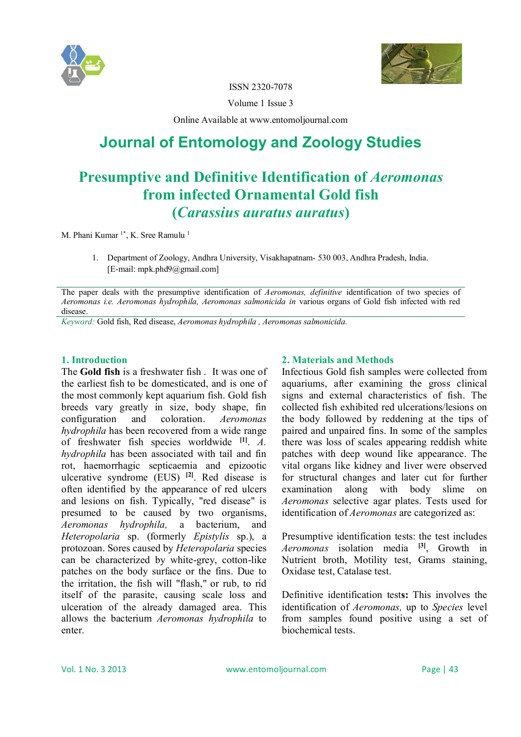ISSN 2320-7078

Volume 1 Issue 3

Online Available at www.entomoljournal.com

# Journal of Entomology and Zoology Studies

## Presumptive and Definitive Identification of *Aeromonas* from infected Ornamental Gold fish (*Carassius auratus auratus*)

M. Phani Kumar [1*], K. Sree Ramulu [1]

1. Department of Zoology, Andhra University, Visakhapatnam- 530 003, Andhra Pradesh, India. [E-mail: mpk.phd9@gmail.com]

The paper deals with the presumptive identification of *Aeromonas, definitive* identification of two species of *Aeromonas i.e. Aeromonas hydrophila, Aeromonas salmonicida in* various organs of Gold fish infected with red disease.

*Keyword:* Gold fish, Red disease, *Aeromonas hydrophila , Aeromonas salmonicida.*

### 1. Introduction

The **Gold fish** is a freshwater fish . It was one of the earliest fish to be domesticated, and is one of the most commonly kept aquarium fish. Gold fish breeds vary greatly in size, body shape, fin configuration and coloration. *Aeromonas hydrophila* has been recovered from a wide range of freshwater fish species worldwide [1]. *A. hydrophila* has been associated with tail and fin rot, haemorrhagic septicaemia and epizootic ulcerative syndrome (EUS) [2]. Red disease is often identified by the appearance of red ulcers and lesions on fish. Typically, "red disease" is presumed to be caused by two organisms, *Aeromonas hydrophila,* a bacterium, and *Heteropolaria* sp. (formerly *Epistylis* sp.), a protozoan. Sores caused by *Heteropolaria* species can be characterized by white-grey, cotton-like patches on the body surface or the fins. Due to the irritation, the fish will "flash," or rub, to rid itself of the parasite, causing scale loss and ulceration of the already damaged area. This allows the bacterium *Aeromonas hydrophila* to enter.

### 2. Materials and Methods

Infectious Gold fish samples were collected from aquariums, after examining the gross clinical signs and external characteristics of fish. The collected fish exhibited red ulcerations/lesions on the body followed by reddening at the tips of paired and unpaired fins. In some of the samples there was loss of scales appearing reddish white patches with deep wound like appearance. The vital organs like kidney and liver were observed for structural changes and later cut for further examination along with body slime on *Aeromonas* selective agar plates. Tests used for identification of *Aeromonas* are categorized as:

Presumptive identification tests: the test includes *Aeromonas* isolation media [3], Growth in Nutrient broth, Motility test, Grams staining, Oxidase test, Catalase test.

Definitive identification tests**:** This involves the identification of *Aeromonas,* up to *Species* level from samples found positive using a set of biochemical tests.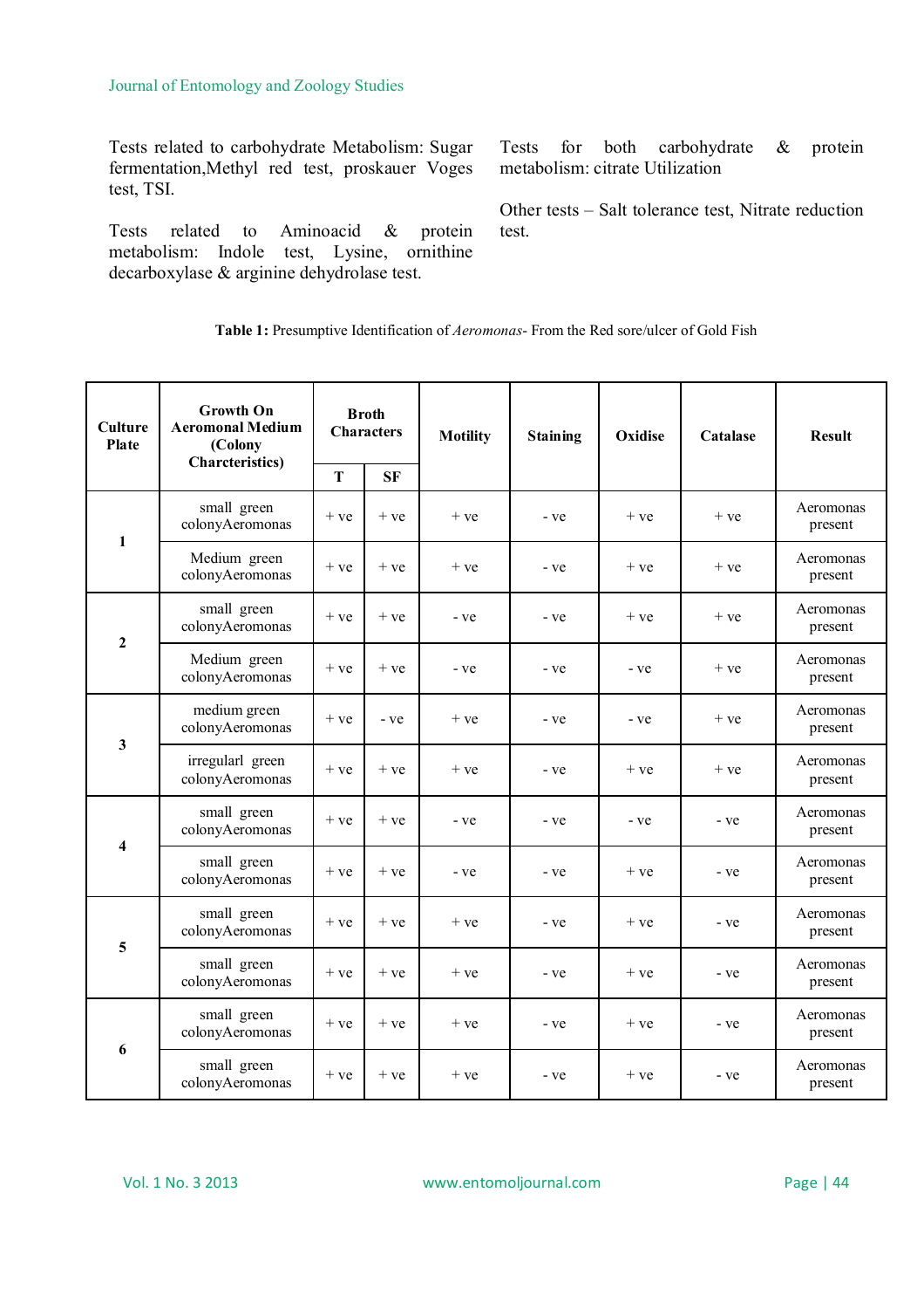Tests related to carbohydrate Metabolism: Sugar fermentation,Methyl red test, proskauer Voges test, TSI.

Tests related to Aminoacid & protein metabolism: Indole test, Lysine, ornithine decarboxylase & arginine dehydrolase test.

Tests for both carbohydrate & protein metabolism: citrate Utilization

Other tests – Salt tolerance test, Nitrate reduction test.

**Table 1:** Presumptive Identification of *Aeromonas*- From the Red sore/ulcer of Gold Fish

| Culture Plate | Growth On Aeromonal Medium (Colony Charcteristics) | Broth Characters | | Motility | Staining | Oxidise | Catalase | Result |
|---|---|---|---|---|---|---|---|---|
| | | T | SF | | | | | |
| 1 | small green colonyAeromonas | + ve | + ve | + ve | - ve | + ve | + ve | Aeromonas present |
| | Medium green colonyAeromonas | + ve | + ve | + ve | - ve | + ve | + ve | Aeromonas present |
| 2 | small green colonyAeromonas | + ve | + ve | - ve | - ve | + ve | + ve | Aeromonas present |
| | Medium green colonyAeromonas | + ve | + ve | - ve | - ve | - ve | + ve | Aeromonas present |
| 3 | medium green colonyAeromonas | + ve | - ve | + ve | - ve | - ve | + ve | Aeromonas present |
| | irregularl green colonyAeromonas | + ve | + ve | + ve | - ve | + ve | + ve | Aeromonas present |
| 4 | small green colonyAeromonas | + ve | + ve | - ve | - ve | - ve | - ve | Aeromonas present |
| | small green colonyAeromonas | + ve | + ve | - ve | - ve | + ve | - ve | Aeromonas present |
| 5 | small green colonyAeromonas | + ve | + ve | + ve | - ve | + ve | - ve | Aeromonas present |
| | small green colonyAeromonas | + ve | + ve | + ve | - ve | + ve | - ve | Aeromonas present |
| 6 | small green colonyAeromonas | + ve | + ve | + ve | - ve | + ve | - ve | Aeromonas present |
| | small green colonyAeromonas | + ve | + ve | + ve | - ve | + ve | - ve | Aeromonas present |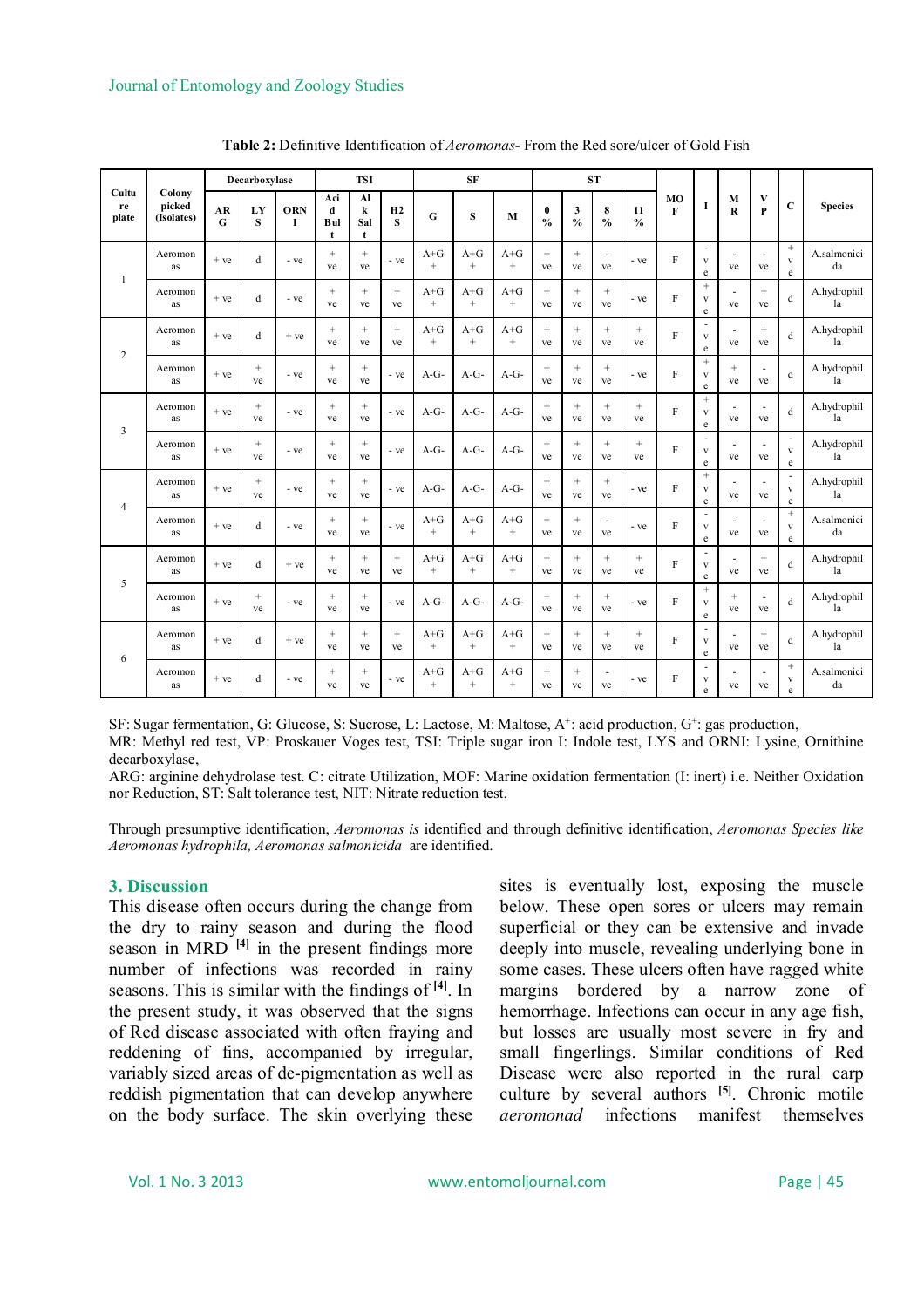**Table 2:** Definitive Identification of *Aeromonas*- From the Red sore/ulcer of Gold Fish

| Culture plate | Colony picked (Isolates) | Decarboxylase | | | TSI | | | SF | | | ST | | | | MOF | I | MR | VP | C | Species |
|---|---|---|---|---|---|---|---|---|---|---|---|---|---|---|---|---|---|---|---|---|
| | | ARG | LYS | ORNI | Acid Bult | Alk Salt | H2S | G | S | M | 0 % | 3 % | 8 % | 11 % | | | | | | |
| 1 | Aeromonas | + ve | d | - ve | + ve | + ve | - ve | A+G+ | A+G+ | A+G+ | + ve | + ve | - ve | - ve | F | - ve | - ve | - ve | + ve | A.salmonicida |
| | Aeromonas | + ve | d | - ve | + ve | + ve | + ve | A+G+ | A+G+ | A+G+ | + ve | + ve | + ve | - ve | F | + ve | - ve | + ve | d | A.hydrophilla |
| 2 | Aeromonas | + ve | d | + ve | + ve | + ve | + ve | A+G+ | A+G+ | A+G+ | + ve | + ve | + ve | + ve | F | - ve | - ve | + ve | d | A.hydrophilla |
| | Aeromonas | + ve | + ve | - ve | + ve | + ve | - ve | A-G- | A-G- | A-G- | + ve | + ve | + ve | - ve | F | + ve | + ve | - ve | d | A.hydrophilla |
| 3 | Aeromonas | + ve | + ve | - ve | + ve | + ve | - ve | A-G- | A-G- | A-G- | + ve | + ve | + ve | + ve | F | + ve | - ve | - ve | d | A.hydrophilla |
| | Aeromonas | + ve | + ve | - ve | + ve | + ve | - ve | A-G- | A-G- | A-G- | + ve | + ve | + ve | + ve | F | - ve | - ve | - ve | - ve | A.hydrophilla |
| 4 | Aeromonas | + ve | + ve | - ve | + ve | + ve | - ve | A-G- | A-G- | A-G- | + ve | + ve | + ve | - ve | F | + ve | - ve | - ve | - ve | A.hydrophilla |
| | Aeromonas | + ve | d | - ve | + ve | + ve | - ve | A+G+ | A+G+ | A+G+ | + ve | + ve | - ve | - ve | F | - ve | - ve | - ve | + ve | A.salmonicida |
| 5 | Aeromonas | + ve | d | + ve | + ve | + ve | + ve | A+G+ | A+G+ | A+G+ | + ve | + ve | + ve | + ve | F | - ve | - ve | + ve | d | A.hydrophilla |
| | Aeromonas | + ve | + ve | - ve | + ve | + ve | - ve | A-G- | A-G- | A-G- | + ve | + ve | + ve | - ve | F | + ve | + ve | - ve | d | A.hydrophilla |
| 6 | Aeromonas | + ve | d | + ve | + ve | + ve | + ve | A+G+ | A+G+ | A+G+ | + ve | + ve | + ve | + ve | F | - ve | - ve | + ve | d | A.hydrophilla |
| | Aeromonas | + ve | d | - ve | + ve | + ve | - ve | A+G+ | A+G+ | A+G+ | + ve | + ve | - ve | - ve | F | - ve | - ve | - ve | + ve | A.salmonicida |

SF: Sugar fermentation, G: Glucose, S: Sucrose, L: Lactose, M: Maltose, $A^+$: acid production, $G^+$: gas production,
MR: Methyl red test, VP: Proskauer Voges test, TSI: Triple sugar iron I: Indole test, LYS and ORNI: Lysine, Ornithine decarboxylase,
ARG: arginine dehydrolase test. C: citrate Utilization, MOF: Marine oxidation fermentation (I: inert) i.e. Neither Oxidation nor Reduction, ST: Salt tolerance test, NIT: Nitrate reduction test.

Through presumptive identification, *Aeromonas is* identified and through definitive identification, *Aeromonas Species like Aeromonas hydrophila, Aeromonas salmonicida* are identified.

## 3. Discussion

This disease often occurs during the change from the dry to rainy season and during the flood season in MRD [4] in the present findings more number of infections was recorded in rainy seasons. This is similar with the findings of [4]. In the present study, it was observed that the signs of Red disease associated with often fraying and reddening of fins, accompanied by irregular, variably sized areas of de-pigmentation as well as reddish pigmentation that can develop anywhere on the body surface. The skin overlying these sites is eventually lost, exposing the muscle below. These open sores or ulcers may remain superficial or they can be extensive and invade deeply into muscle, revealing underlying bone in some cases. These ulcers often have ragged white margins bordered by a narrow zone of hemorrhage. Infections can occur in any age fish, but losses are usually most severe in fry and small fingerlings. Similar conditions of Red Disease were also reported in the rural carp culture by several authors [5]. Chronic motile *aeromonad* infections manifest themselves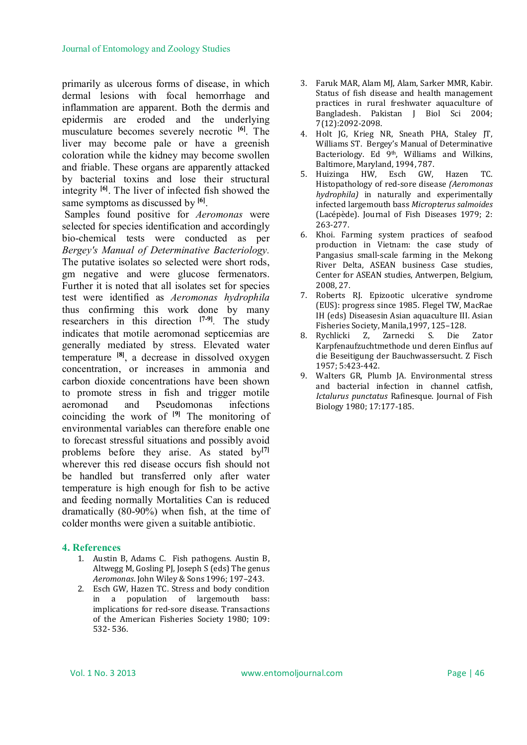primarily as ulcerous forms of disease, in which dermal lesions with focal hemorrhage and inflammation are apparent. Both the dermis and epidermis are eroded and the underlying musculature becomes severely necrotic [6]. The liver may become pale or have a greenish coloration while the kidney may become swollen and friable. These organs are apparently attacked by bacterial toxins and lose their structural integrity [6]. The liver of infected fish showed the same symptoms as discussed by [6].

Samples found positive for *Aeromonas* were selected for species identification and accordingly bio-chemical tests were conducted as per *Bergey's Manual of Determinative Bacteriology.* The putative isolates so selected were short rods, gm negative and were glucose fermenators. Further it is noted that all isolates set for species test were identified as *Aeromonas hydrophila* thus confirming this work done by many researchers in this direction [7-9]. The study indicates that motile aeromonad septicemias are generally mediated by stress. Elevated water temperature [8], a decrease in dissolved oxygen concentration, or increases in ammonia and carbon dioxide concentrations have been shown to promote stress in fish and trigger motile aeromonad and Pseudomonas infections coinciding the work of [9] The monitoring of environmental variables can therefore enable one to forecast stressful situations and possibly avoid problems before they arise. As stated by[7] wherever this red disease occurs fish should not be handled but transferred only after water temperature is high enough for fish to be active and feeding normally Mortalities Can is reduced dramatically (80-90%) when fish, at the time of colder months were given a suitable antibiotic.

## 4. References

1. Austin B, Adams C. Fish pathogens. Austin B, Altwegg M, Gosling PJ, Joseph S (eds) The genus *Aeromonas*. John Wiley & Sons 1996; 197–243.
2. Esch GW, Hazen TC. Stress and body condition in a population of largemouth bass: implications for red-sore disease. Transactions of the American Fisheries Society 1980; 109: 532- 536.
3. Faruk MAR, Alam MJ, Alam, Sarker MMR, Kabir. Status of fish disease and health management practices in rural freshwater aquaculture of Bangladesh. Pakistan J Biol Sci 2004; 7(12):2092-2098.
4. Holt JG, Krieg NR, Sneath PHA, Staley JT, Williams ST. Bergey's Manual of Determinative Bacteriology. Ed 9th, Williams and Wilkins, Baltimore, Maryland, 1994, 787.
5. Huizinga HW, Esch GW, Hazen TC. Histopathology of red-sore disease *(Aeromonas hydrophila)* in naturally and experimentally infected largemouth bass *Micropterus salmoides* (Lacépède). Journal of Fish Diseases 1979; 2: 263-277.
6. Khoi. Farming system practices of seafood production in Vietnam: the case study of Pangasius small-scale farming in the Mekong River Delta, ASEAN business Case studies, Center for ASEAN studies, Antwerpen, Belgium, 2008, 27.
7. Roberts RJ. Epizootic ulcerative syndrome (EUS): progress since 1985. Flegel TW, MacRae IH (eds) Diseasesin Asian aquaculture III. Asian Fisheries Society, Manila,1997, 125–128.
8. Rychlicki Z, Zarnecki S. Die Zator Karpfenaufzuchtmethode und deren Einflus auf die Beseitigung der Bauchwassersucht. Z Fisch 1957; 5:423-442.
9. Walters GR, Plumb JA. Environmental stress and bacterial infection in channel catfish, *Ictalurus punctatus* Rafinesque. Journal of Fish Biology 1980; 17:177-185.